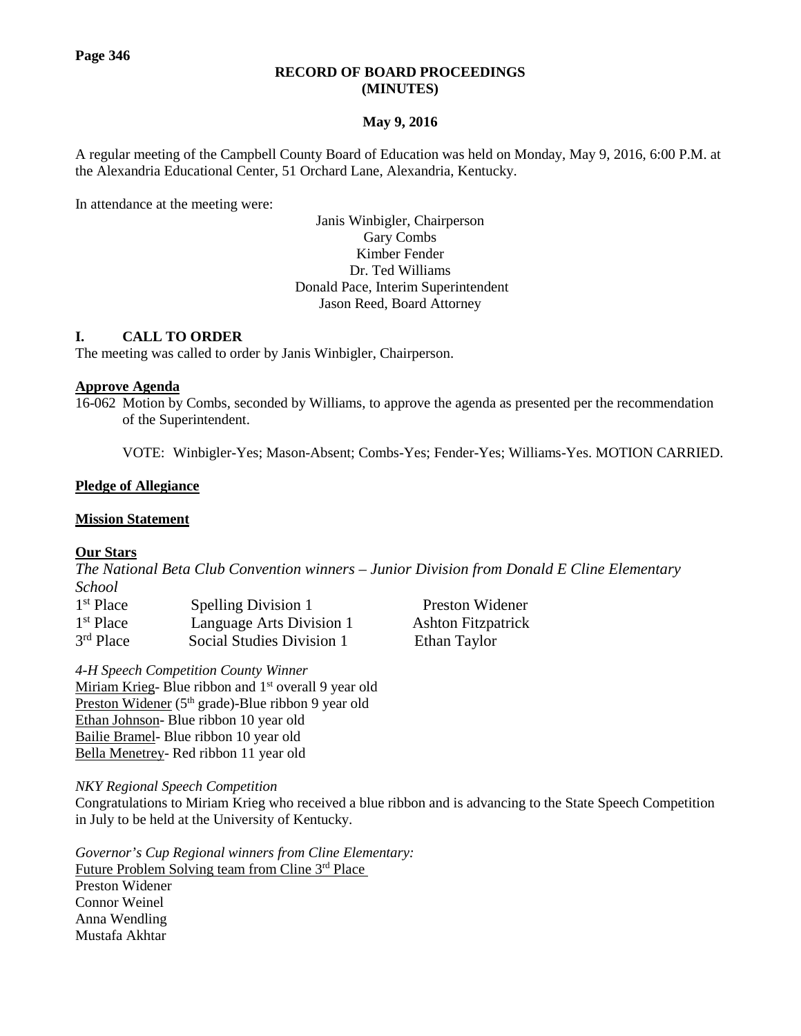**RECORD OF BOARD PROCEEDINGS**
**(MINUTES)**

**May 9, 2016**

A regular meeting of the Campbell County Board of Education was held on Monday, May 9, 2016, 6:00 P.M. at the Alexandria Educational Center, 51 Orchard Lane, Alexandria, Kentucky.

In attendance at the meeting were:

Janis Winbigler, Chairperson
Gary Combs
Kimber Fender
Dr. Ted Williams
Donald Pace, Interim Superintendent
Jason Reed, Board Attorney

## I. CALL TO ORDER

The meeting was called to order by Janis Winbigler, Chairperson.

**Approve Agenda**

16-062 Motion by Combs, seconded by Williams, to approve the agenda as presented per the recommendation of the Superintendent.

VOTE: Winbigler-Yes; Mason-Absent; Combs-Yes; Fender-Yes; Williams-Yes. MOTION CARRIED.

**Pledge of Allegiance**

**Mission Statement**

**Our Stars**

*The National Beta Club Convention winners – Junior Division from Donald E Cline Elementary School*

| | | |
|---|---|---|
| 1st Place | Spelling Division 1 | Preston Widener |
| 1st Place | Language Arts Division 1 | Ashton Fitzpatrick |
| 3rd Place | Social Studies Division 1 | Ethan Taylor |

*4-H Speech Competition County Winner*
Miriam Krieg- Blue ribbon and 1st overall 9 year old
Preston Widener (5th grade)-Blue ribbon 9 year old
Ethan Johnson- Blue ribbon 10 year old
Bailie Bramel- Blue ribbon 10 year old
Bella Menetrey- Red ribbon 11 year old

*NKY Regional Speech Competition*
Congratulations to Miriam Krieg who received a blue ribbon and is advancing to the State Speech Competition in July to be held at the University of Kentucky.

*Governor's Cup Regional winners from Cline Elementary:*
Future Problem Solving team from Cline 3rd Place
Preston Widener
Connor Weinel
Anna Wendling
Mustafa Akhtar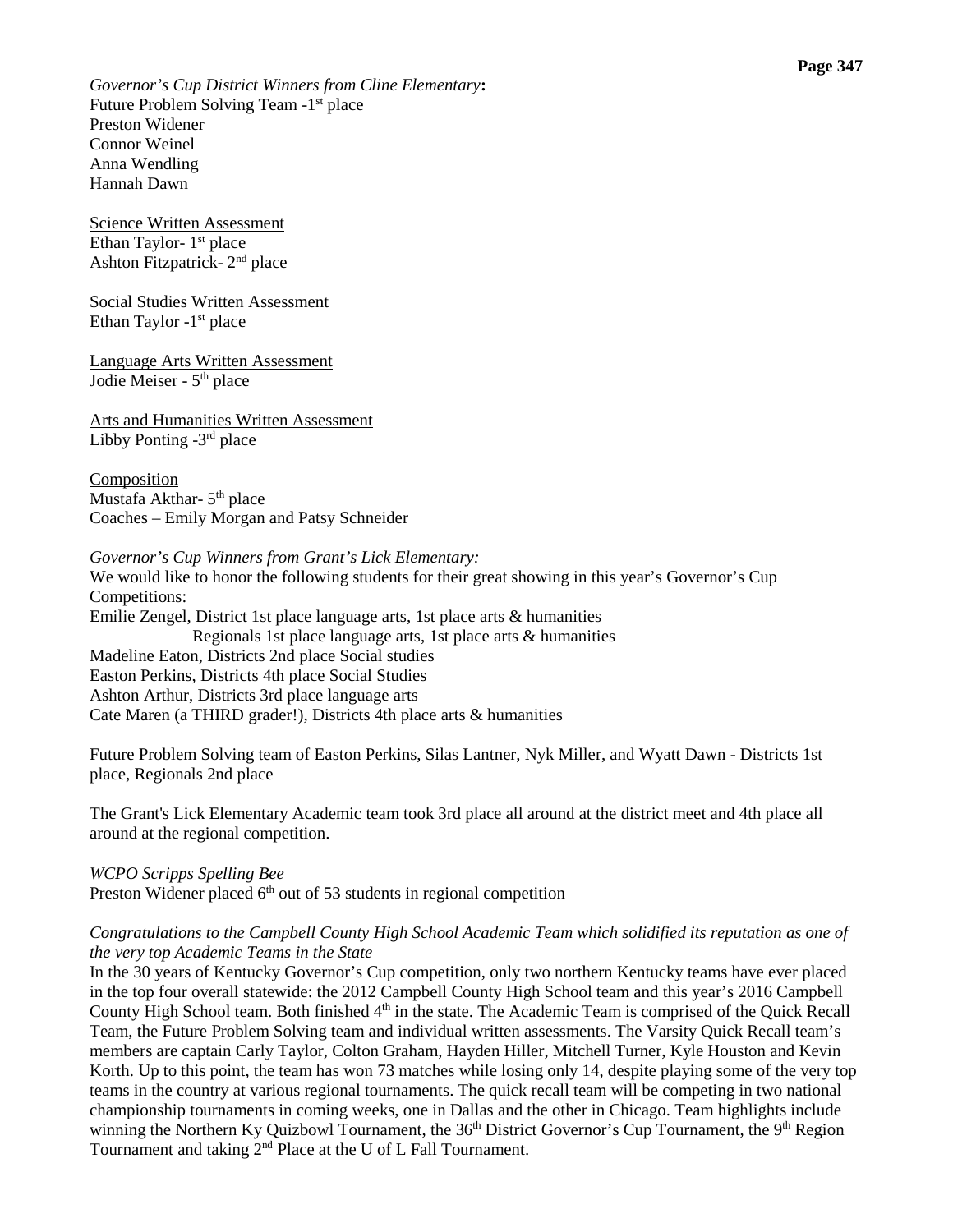*Governor's Cup District Winners from Cline Elementary***:**

Future Problem Solving Team -1st place
Preston Widener
Connor Weinel
Anna Wendling
Hannah Dawn

Science Written Assessment
Ethan Taylor- 1st place
Ashton Fitzpatrick- 2nd place

Social Studies Written Assessment
Ethan Taylor -1st place

Language Arts Written Assessment
Jodie Meiser - 5th place

Arts and Humanities Written Assessment
Libby Ponting -3rd place

Composition
Mustafa Akthar- 5th place
Coaches – Emily Morgan and Patsy Schneider

*Governor's Cup Winners from Grant's Lick Elementary:*

We would like to honor the following students for their great showing in this year's Governor's Cup Competitions:
Emilie Zengel, District 1st place language arts, 1st place arts & humanities
Regionals 1st place language arts, 1st place arts & humanities
Madeline Eaton, Districts 2nd place Social studies
Easton Perkins, Districts 4th place Social Studies
Ashton Arthur, Districts 3rd place language arts
Cate Maren (a THIRD grader!), Districts 4th place arts & humanities

Future Problem Solving team of Easton Perkins, Silas Lantner, Nyk Miller, and Wyatt Dawn - Districts 1st place, Regionals 2nd place

The Grant's Lick Elementary Academic team took 3rd place all around at the district meet and 4th place all around at the regional competition.

*WCPO Scripps Spelling Bee*

Preston Widener placed 6th out of 53 students in regional competition

*Congratulations to the Campbell County High School Academic Team which solidified its reputation as one of the very top Academic Teams in the State*

In the 30 years of Kentucky Governor's Cup competition, only two northern Kentucky teams have ever placed in the top four overall statewide: the 2012 Campbell County High School team and this year's 2016 Campbell County High School team. Both finished 4th in the state. The Academic Team is comprised of the Quick Recall Team, the Future Problem Solving team and individual written assessments. The Varsity Quick Recall team's members are captain Carly Taylor, Colton Graham, Hayden Hiller, Mitchell Turner, Kyle Houston and Kevin Korth. Up to this point, the team has won 73 matches while losing only 14, despite playing some of the very top teams in the country at various regional tournaments. The quick recall team will be competing in two national championship tournaments in coming weeks, one in Dallas and the other in Chicago. Team highlights include winning the Northern Ky Quizbowl Tournament, the 36th District Governor's Cup Tournament, the 9th Region Tournament and taking 2nd Place at the U of L Fall Tournament.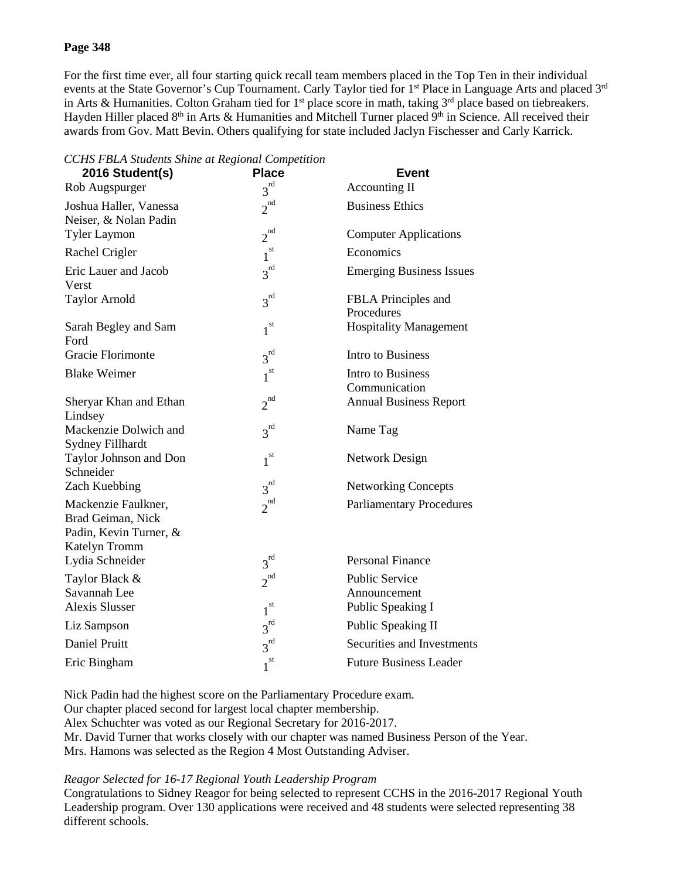For the first time ever, all four starting quick recall team members placed in the Top Ten in their individual events at the State Governor's Cup Tournament. Carly Taylor tied for 1st Place in Language Arts and placed 3rd in Arts & Humanities. Colton Graham tied for 1st place score in math, taking 3rd place based on tiebreakers. Hayden Hiller placed 8th in Arts & Humanities and Mitchell Turner placed 9th in Science. All received their awards from Gov. Matt Bevin. Others qualifying for state included Jaclyn Fischesser and Carly Karrick.

*CCHS FBLA Students Shine at Regional Competition*

| 2016 Student(s) | Place | Event |
|---|---|---|
| Rob Augspurger | 3rd | Accounting II |
| Joshua Haller, Vanessa Neiser, & Nolan Padin | 2nd | Business Ethics |
| Tyler Laymon | 2nd | Computer Applications |
| Rachel Crigler | 1st | Economics |
| Eric Lauer and Jacob Verst | 3rd | Emerging Business Issues |
| Taylor Arnold | 3rd | FBLA Principles and Procedures |
| Sarah Begley and Sam Ford | 1st | Hospitality Management |
| Gracie Florimonte | 3rd | Intro to Business |
| Blake Weimer | 1st | Intro to Business Communication |
| Sheryar Khan and Ethan Lindsey | 2nd | Annual Business Report |
| Mackenzie Dolwich and Sydney Fillhardt | 3rd | Name Tag |
| Taylor Johnson and Don Schneider | 1st | Network Design |
| Zach Kuebbing | 3rd | Networking Concepts |
| Mackenzie Faulkner, Brad Geiman, Nick Padin, Kevin Turner, & Katelyn Tromm | 2nd | Parliamentary Procedures |
| Lydia Schneider | 3rd | Personal Finance |
| Taylor Black & Savannah Lee | 2nd | Public Service Announcement |
| Alexis Slusser | 1st | Public Speaking I |
| Liz Sampson | 3rd | Public Speaking II |
| Daniel Pruitt | 3rd | Securities and Investments |
| Eric Bingham | 1st | Future Business Leader |

Nick Padin had the highest score on the Parliamentary Procedure exam.
Our chapter placed second for largest local chapter membership.
Alex Schuchter was voted as our Regional Secretary for 2016-2017.
Mr. David Turner that works closely with our chapter was named Business Person of the Year.
Mrs. Hamons was selected as the Region 4 Most Outstanding Adviser.

*Reagor Selected for 16-17 Regional Youth Leadership Program*

Congratulations to Sidney Reagor for being selected to represent CCHS in the 2016-2017 Regional Youth Leadership program. Over 130 applications were received and 48 students were selected representing 38 different schools.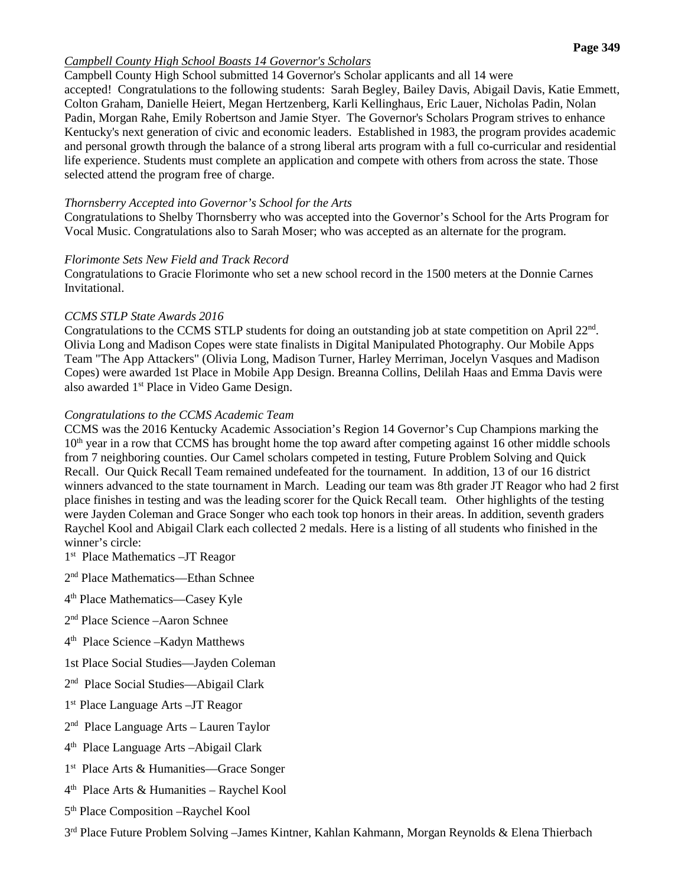*Campbell County High School Boasts 14 Governor's Scholars*

Campbell County High School submitted 14 Governor's Scholar applicants and all 14 were accepted! Congratulations to the following students: Sarah Begley, Bailey Davis, Abigail Davis, Katie Emmett, Colton Graham, Danielle Heiert, Megan Hertzenberg, Karli Kellinghaus, Eric Lauer, Nicholas Padin, Nolan Padin, Morgan Rahe, Emily Robertson and Jamie Styer. The Governor's Scholars Program strives to enhance Kentucky's next generation of civic and economic leaders. Established in 1983, the program provides academic and personal growth through the balance of a strong liberal arts program with a full co-curricular and residential life experience. Students must complete an application and compete with others from across the state. Those selected attend the program free of charge.

*Thornsberry Accepted into Governor's School for the Arts*

Congratulations to Shelby Thornsberry who was accepted into the Governor's School for the Arts Program for Vocal Music. Congratulations also to Sarah Moser; who was accepted as an alternate for the program.

*Florimonte Sets New Field and Track Record*

Congratulations to Gracie Florimonte who set a new school record in the 1500 meters at the Donnie Carnes Invitational.

*CCMS STLP State Awards 2016*

Congratulations to the CCMS STLP students for doing an outstanding job at state competition on April 22nd. Olivia Long and Madison Copes were state finalists in Digital Manipulated Photography. Our Mobile Apps Team "The App Attackers" (Olivia Long, Madison Turner, Harley Merriman, Jocelyn Vasques and Madison Copes) were awarded 1st Place in Mobile App Design. Breanna Collins, Delilah Haas and Emma Davis were also awarded 1st Place in Video Game Design.

*Congratulations to the CCMS Academic Team*

CCMS was the 2016 Kentucky Academic Association's Region 14 Governor's Cup Champions marking the 10th year in a row that CCMS has brought home the top award after competing against 16 other middle schools from 7 neighboring counties. Our Camel scholars competed in testing, Future Problem Solving and Quick Recall. Our Quick Recall Team remained undefeated for the tournament. In addition, 13 of our 16 district winners advanced to the state tournament in March. Leading our team was 8th grader JT Reagor who had 2 first place finishes in testing and was the leading scorer for the Quick Recall team. Other highlights of the testing were Jayden Coleman and Grace Songer who each took top honors in their areas. In addition, seventh graders Raychel Kool and Abigail Clark each collected 2 medals. Here is a listing of all students who finished in the winner's circle:

1st Place Mathematics –JT Reagor

2nd Place Mathematics—Ethan Schnee

4th Place Mathematics—Casey Kyle

2nd Place Science –Aaron Schnee

4th Place Science –Kadyn Matthews

1st Place Social Studies—Jayden Coleman

2nd Place Social Studies—Abigail Clark

1st Place Language Arts –JT Reagor

2nd Place Language Arts – Lauren Taylor

4th Place Language Arts –Abigail Clark

1st Place Arts & Humanities—Grace Songer

4th Place Arts & Humanities – Raychel Kool

5th Place Composition –Raychel Kool

3rd Place Future Problem Solving –James Kintner, Kahlan Kahmann, Morgan Reynolds & Elena Thierbach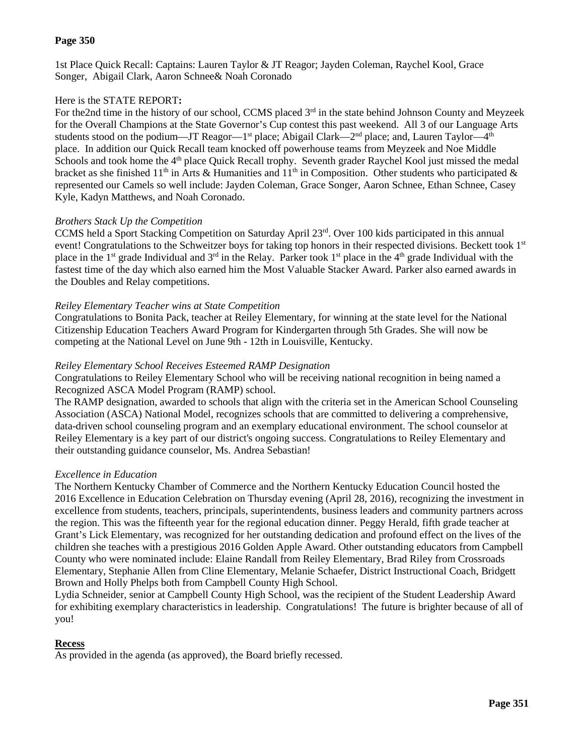1st Place Quick Recall: Captains: Lauren Taylor & JT Reagor; Jayden Coleman, Raychel Kool, Grace Songer, Abigail Clark, Aaron Schnee& Noah Coronado

Here is the STATE REPORT**:**
For the2nd time in the history of our school, CCMS placed 3rd in the state behind Johnson County and Meyzeek for the Overall Champions at the State Governor's Cup contest this past weekend. All 3 of our Language Arts students stood on the podium—JT Reagor—1st place; Abigail Clark—2nd place; and, Lauren Taylor—4th place. In addition our Quick Recall team knocked off powerhouse teams from Meyzeek and Noe Middle Schools and took home the 4th place Quick Recall trophy. Seventh grader Raychel Kool just missed the medal bracket as she finished 11th in Arts & Humanities and 11th in Composition. Other students who participated & represented our Camels so well include: Jayden Coleman, Grace Songer, Aaron Schnee, Ethan Schnee, Casey Kyle, Kadyn Matthews, and Noah Coronado.

*Brothers Stack Up the Competition*
CCMS held a Sport Stacking Competition on Saturday April 23rd. Over 100 kids participated in this annual event! Congratulations to the Schweitzer boys for taking top honors in their respected divisions. Beckett took 1st place in the 1st grade Individual and 3rd in the Relay. Parker took 1st place in the 4th grade Individual with the fastest time of the day which also earned him the Most Valuable Stacker Award. Parker also earned awards in the Doubles and Relay competitions.

*Reiley Elementary Teacher wins at State Competition*
Congratulations to Bonita Pack, teacher at Reiley Elementary, for winning at the state level for the National Citizenship Education Teachers Award Program for Kindergarten through 5th Grades. She will now be competing at the National Level on June 9th - 12th in Louisville, Kentucky.

*Reiley Elementary School Receives Esteemed RAMP Designation*
Congratulations to Reiley Elementary School who will be receiving national recognition in being named a Recognized ASCA Model Program (RAMP) school.
The RAMP designation, awarded to schools that align with the criteria set in the American School Counseling Association (ASCA) National Model, recognizes schools that are committed to delivering a comprehensive, data-driven school counseling program and an exemplary educational environment. The school counselor at Reiley Elementary is a key part of our district's ongoing success. Congratulations to Reiley Elementary and their outstanding guidance counselor, Ms. Andrea Sebastian!

*Excellence in Education*
The Northern Kentucky Chamber of Commerce and the Northern Kentucky Education Council hosted the 2016 Excellence in Education Celebration on Thursday evening (April 28, 2016), recognizing the investment in excellence from students, teachers, principals, superintendents, business leaders and community partners across the region. This was the fifteenth year for the regional education dinner. Peggy Herald, fifth grade teacher at Grant's Lick Elementary, was recognized for her outstanding dedication and profound effect on the lives of the children she teaches with a prestigious 2016 Golden Apple Award. Other outstanding educators from Campbell County who were nominated include: Elaine Randall from Reiley Elementary, Brad Riley from Crossroads Elementary, Stephanie Allen from Cline Elementary, Melanie Schaefer, District Instructional Coach, Bridgett Brown and Holly Phelps both from Campbell County High School.
Lydia Schneider, senior at Campbell County High School, was the recipient of the Student Leadership Award for exhibiting exemplary characteristics in leadership. Congratulations! The future is brighter because of all of you!

**Recess**
As provided in the agenda (as approved), the Board briefly recessed.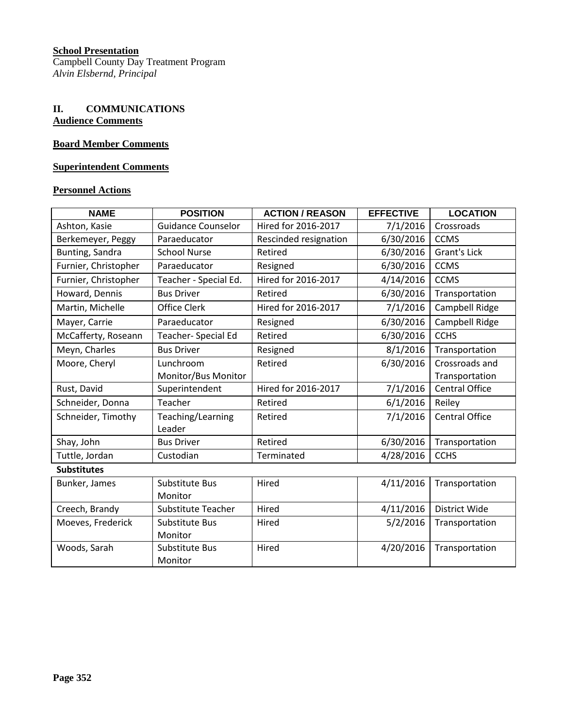**School Presentation**

Campbell County Day Treatment Program

*Alvin Elsbernd, Principal*

## II. COMMUNICATIONS

**Audience Comments**

**Board Member Comments**

**Superintendent Comments**

**Personnel Actions**

| NAME | POSITION | ACTION / REASON | EFFECTIVE | LOCATION |
|---|---|---|---|---|
| Ashton, Kasie | Guidance Counselor | Hired for 2016-2017 | 7/1/2016 | Crossroads |
| Berkemeyer, Peggy | Paraeducator | Rescinded resignation | 6/30/2016 | CCMS |
| Bunting, Sandra | School Nurse | Retired | 6/30/2016 | Grant's Lick |
| Furnier, Christopher | Paraeducator | Resigned | 6/30/2016 | CCMS |
| Furnier, Christopher | Teacher - Special Ed. | Hired for 2016-2017 | 4/14/2016 | CCMS |
| Howard, Dennis | Bus Driver | Retired | 6/30/2016 | Transportation |
| Martin, Michelle | Office Clerk | Hired for 2016-2017 | 7/1/2016 | Campbell Ridge |
| Mayer, Carrie | Paraeducator | Resigned | 6/30/2016 | Campbell Ridge |
| McCafferty, Roseann | Teacher- Special Ed | Retired | 6/30/2016 | CCHS |
| Meyn, Charles | Bus Driver | Resigned | 8/1/2016 | Transportation |
| Moore, Cheryl | Lunchroom Monitor/Bus Monitor | Retired | 6/30/2016 | Crossroads and Transportation |
| Rust, David | Superintendent | Hired for 2016-2017 | 7/1/2016 | Central Office |
| Schneider, Donna | Teacher | Retired | 6/1/2016 | Reiley |
| Schneider, Timothy | Teaching/Learning Leader | Retired | 7/1/2016 | Central Office |
| Shay, John | Bus Driver | Retired | 6/30/2016 | Transportation |
| Tuttle, Jordan | Custodian | Terminated | 4/28/2016 | CCHS |
| **Substitutes** | | | | |
| Bunker, James | Substitute Bus Monitor | Hired | 4/11/2016 | Transportation |
| Creech, Brandy | Substitute Teacher | Hired | 4/11/2016 | District Wide |
| Moeves, Frederick | Substitute Bus Monitor | Hired | 5/2/2016 | Transportation |
| Woods, Sarah | Substitute Bus Monitor | Hired | 4/20/2016 | Transportation |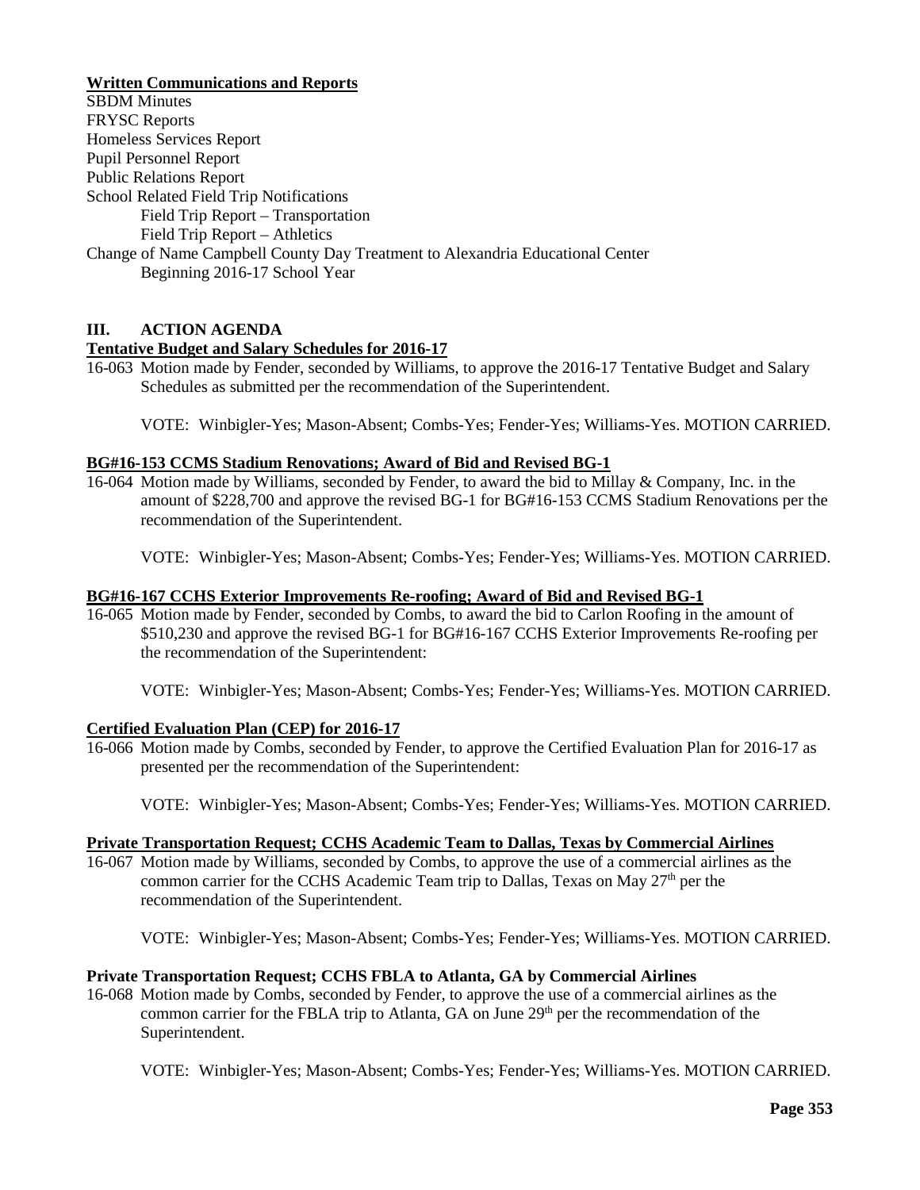**Written Communications and Reports**

SBDM Minutes
FRYSC Reports
Homeless Services Report
Pupil Personnel Report
Public Relations Report
School Related Field Trip Notifications
    Field Trip Report – Transportation
    Field Trip Report – Athletics
Change of Name Campbell County Day Treatment to Alexandria Educational Center
    Beginning 2016-17 School Year

## III. ACTION AGENDA

**Tentative Budget and Salary Schedules for 2016-17**

16-063 Motion made by Fender, seconded by Williams, to approve the 2016-17 Tentative Budget and Salary Schedules as submitted per the recommendation of the Superintendent.

VOTE: Winbigler-Yes; Mason-Absent; Combs-Yes; Fender-Yes; Williams-Yes. MOTION CARRIED.

**BG#16-153 CCMS Stadium Renovations; Award of Bid and Revised BG-1**

16-064 Motion made by Williams, seconded by Fender, to award the bid to Millay & Company, Inc. in the amount of $228,700 and approve the revised BG-1 for BG#16-153 CCMS Stadium Renovations per the recommendation of the Superintendent.

VOTE: Winbigler-Yes; Mason-Absent; Combs-Yes; Fender-Yes; Williams-Yes. MOTION CARRIED.

**BG#16-167 CCHS Exterior Improvements Re-roofing; Award of Bid and Revised BG-1**

16-065 Motion made by Fender, seconded by Combs, to award the bid to Carlon Roofing in the amount of $510,230 and approve the revised BG-1 for BG#16-167 CCHS Exterior Improvements Re-roofing per the recommendation of the Superintendent:

VOTE: Winbigler-Yes; Mason-Absent; Combs-Yes; Fender-Yes; Williams-Yes. MOTION CARRIED.

**Certified Evaluation Plan (CEP) for 2016-17**

16-066 Motion made by Combs, seconded by Fender, to approve the Certified Evaluation Plan for 2016-17 as presented per the recommendation of the Superintendent:

VOTE: Winbigler-Yes; Mason-Absent; Combs-Yes; Fender-Yes; Williams-Yes. MOTION CARRIED.

**Private Transportation Request; CCHS Academic Team to Dallas, Texas by Commercial Airlines**

16-067 Motion made by Williams, seconded by Combs, to approve the use of a commercial airlines as the common carrier for the CCHS Academic Team trip to Dallas, Texas on May 27th per the recommendation of the Superintendent.

VOTE: Winbigler-Yes; Mason-Absent; Combs-Yes; Fender-Yes; Williams-Yes. MOTION CARRIED.

**Private Transportation Request; CCHS FBLA to Atlanta, GA by Commercial Airlines**

16-068 Motion made by Combs, seconded by Fender, to approve the use of a commercial airlines as the common carrier for the FBLA trip to Atlanta, GA on June 29th per the recommendation of the Superintendent.

VOTE: Winbigler-Yes; Mason-Absent; Combs-Yes; Fender-Yes; Williams-Yes. MOTION CARRIED.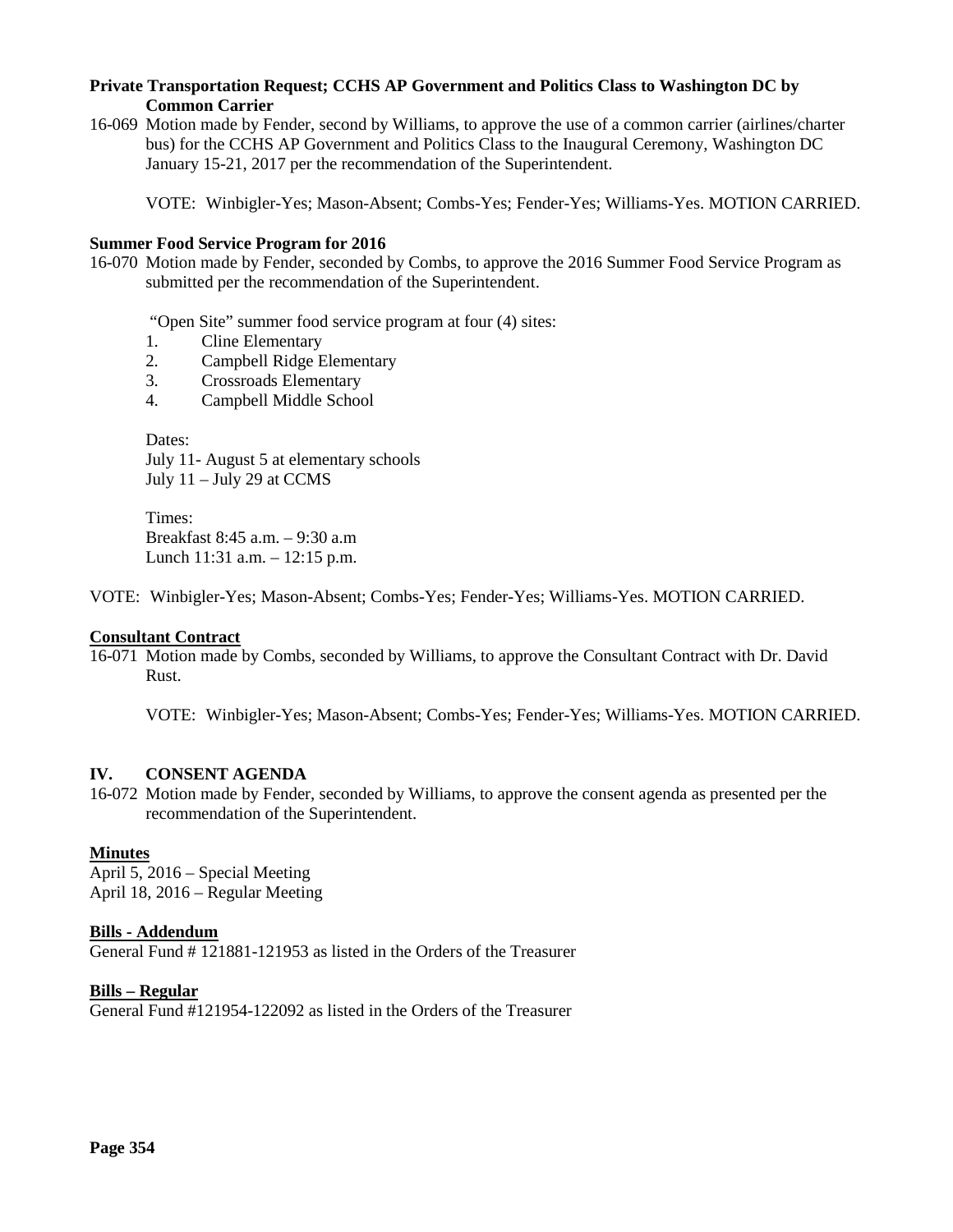**Private Transportation Request; CCHS AP Government and Politics Class to Washington DC by Common Carrier**

16-069 Motion made by Fender, second by Williams, to approve the use of a common carrier (airlines/charter bus) for the CCHS AP Government and Politics Class to the Inaugural Ceremony, Washington DC January 15-21, 2017 per the recommendation of the Superintendent.

VOTE: Winbigler-Yes; Mason-Absent; Combs-Yes; Fender-Yes; Williams-Yes. MOTION CARRIED.

**Summer Food Service Program for 2016**

16-070 Motion made by Fender, seconded by Combs, to approve the 2016 Summer Food Service Program as submitted per the recommendation of the Superintendent.

"Open Site" summer food service program at four (4) sites:

1. Cline Elementary
2. Campbell Ridge Elementary
3. Crossroads Elementary
4. Campbell Middle School

Dates:
July 11- August 5 at elementary schools
July 11 – July 29 at CCMS

Times:
Breakfast 8:45 a.m. – 9:30 a.m
Lunch 11:31 a.m. – 12:15 p.m.

VOTE: Winbigler-Yes; Mason-Absent; Combs-Yes; Fender-Yes; Williams-Yes. MOTION CARRIED.

**Consultant Contract**

16-071 Motion made by Combs, seconded by Williams, to approve the Consultant Contract with Dr. David Rust.

VOTE: Winbigler-Yes; Mason-Absent; Combs-Yes; Fender-Yes; Williams-Yes. MOTION CARRIED.

## IV. CONSENT AGENDA

16-072 Motion made by Fender, seconded by Williams, to approve the consent agenda as presented per the recommendation of the Superintendent.

**Minutes**

April 5, 2016 – Special Meeting
April 18, 2016 – Regular Meeting

**Bills - Addendum**

General Fund # 121881-121953 as listed in the Orders of the Treasurer

**Bills – Regular**

General Fund #121954-122092 as listed in the Orders of the Treasurer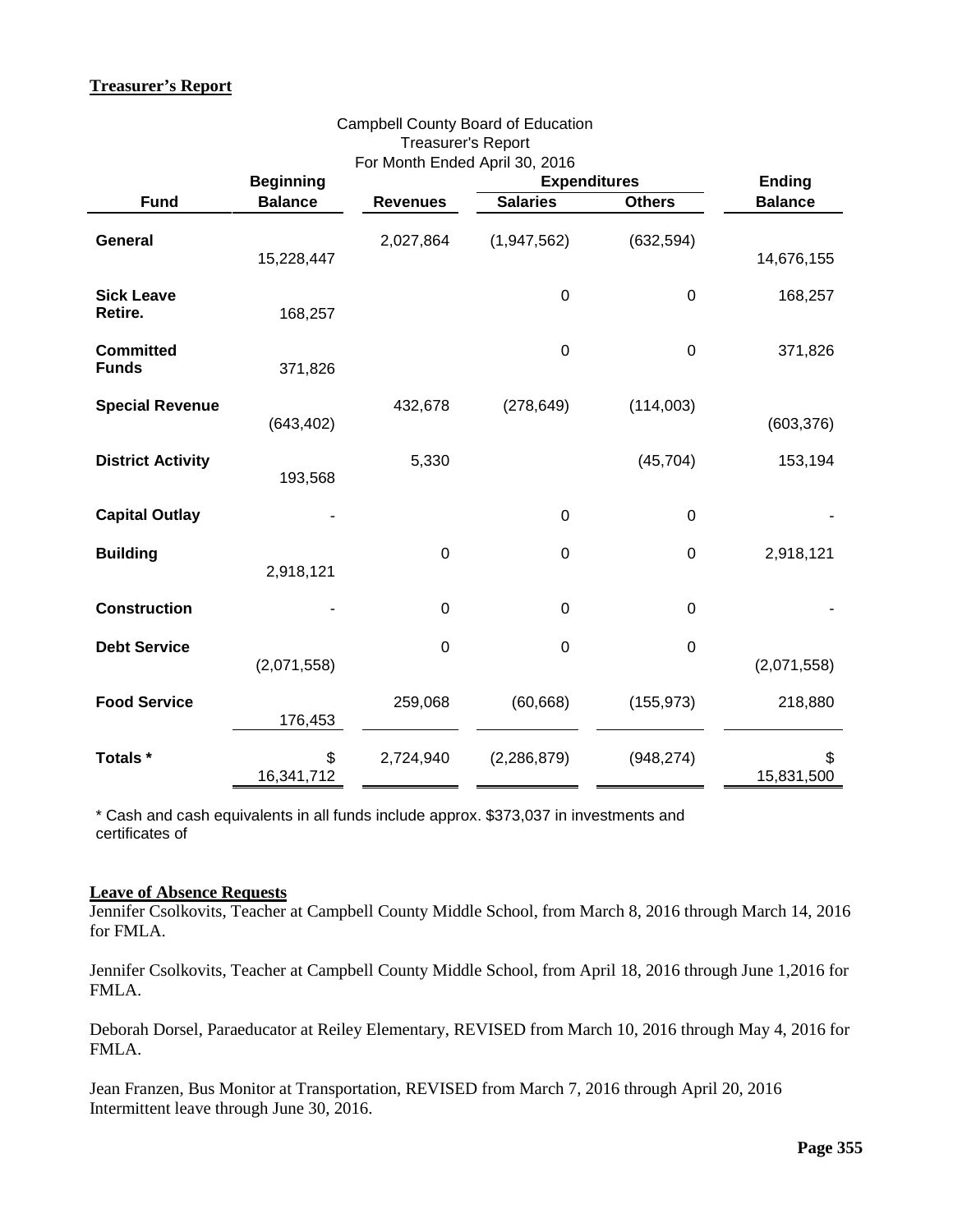**Treasurer's Report**

Campbell County Board of Education
Treasurer's Report
For Month Ended April 30, 2016

| Fund | Beginning Balance | Revenues | Expenditures | | Ending Balance |
|---|---|---|---|---|---|
| | | | Salaries | Others | |
| General | 15,228,447 | 2,027,864 | (1,947,562) | (632,594) | 14,676,155 |
| Sick Leave Retire. | 168,257 | | 0 | 0 | 168,257 |
| Committed Funds | 371,826 | | 0 | 0 | 371,826 |
| Special Revenue | (643,402) | 432,678 | (278,649) | (114,003) | (603,376) |
| District Activity | 193,568 | 5,330 | | (45,704) | 153,194 |
| Capital Outlay | - | | 0 | 0 | - |
| Building | 2,918,121 | 0 | 0 | 0 | 2,918,121 |
| Construction | - | 0 | 0 | 0 | - |
| Debt Service | (2,071,558) | 0 | 0 | 0 | (2,071,558) |
| Food Service | 176,453 | 259,068 | (60,668) | (155,973) | 218,880 |
| Totals * | $ 16,341,712 | 2,724,940 | (2,286,879) | (948,274) | $ 15,831,500 |

\* Cash and cash equivalents in all funds include approx. $373,037 in investments and certificates of

**Leave of Absence Requests**

Jennifer Csolkovits, Teacher at Campbell County Middle School, from March 8, 2016 through March 14, 2016 for FMLA.

Jennifer Csolkovits, Teacher at Campbell County Middle School, from April 18, 2016 through June 1,2016 for FMLA.

Deborah Dorsel, Paraeducator at Reiley Elementary, REVISED from March 10, 2016 through May 4, 2016 for FMLA.

Jean Franzen, Bus Monitor at Transportation, REVISED from March 7, 2016 through April 20, 2016 Intermittent leave through June 30, 2016.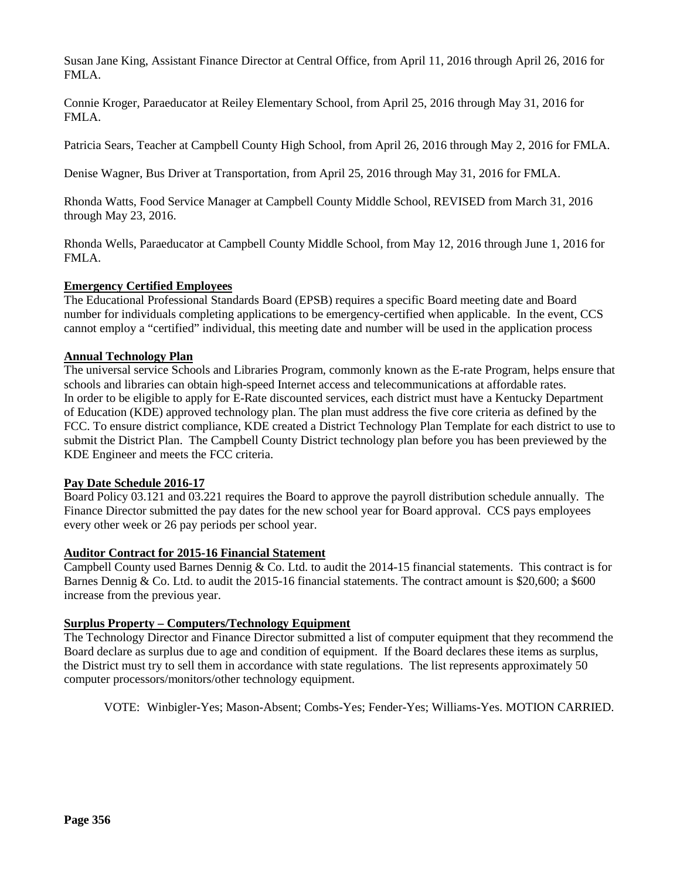Susan Jane King, Assistant Finance Director at Central Office, from April 11, 2016 through April 26, 2016 for FMLA.

Connie Kroger, Paraeducator at Reiley Elementary School, from April 25, 2016 through May 31, 2016 for FMLA.

Patricia Sears, Teacher at Campbell County High School, from April 26, 2016 through May 2, 2016 for FMLA.

Denise Wagner, Bus Driver at Transportation, from April 25, 2016 through May 31, 2016 for FMLA.

Rhonda Watts, Food Service Manager at Campbell County Middle School, REVISED from March 31, 2016 through May 23, 2016.

Rhonda Wells, Paraeducator at Campbell County Middle School, from May 12, 2016 through June 1, 2016 for FMLA.

**Emergency Certified Employees**

The Educational Professional Standards Board (EPSB) requires a specific Board meeting date and Board number for individuals completing applications to be emergency-certified when applicable. In the event, CCS cannot employ a "certified" individual, this meeting date and number will be used in the application process

**Annual Technology Plan**

The universal service Schools and Libraries Program, commonly known as the E-rate Program, helps ensure that schools and libraries can obtain high-speed Internet access and telecommunications at affordable rates. In order to be eligible to apply for E-Rate discounted services, each district must have a Kentucky Department of Education (KDE) approved technology plan. The plan must address the five core criteria as defined by the FCC. To ensure district compliance, KDE created a District Technology Plan Template for each district to use to submit the District Plan. The Campbell County District technology plan before you has been previewed by the KDE Engineer and meets the FCC criteria.

**Pay Date Schedule 2016-17**

Board Policy 03.121 and 03.221 requires the Board to approve the payroll distribution schedule annually. The Finance Director submitted the pay dates for the new school year for Board approval. CCS pays employees every other week or 26 pay periods per school year.

**Auditor Contract for 2015-16 Financial Statement**

Campbell County used Barnes Dennig & Co. Ltd. to audit the 2014-15 financial statements. This contract is for Barnes Dennig & Co. Ltd. to audit the 2015-16 financial statements. The contract amount is $20,600; a $600 increase from the previous year.

**Surplus Property – Computers/Technology Equipment**

The Technology Director and Finance Director submitted a list of computer equipment that they recommend the Board declare as surplus due to age and condition of equipment. If the Board declares these items as surplus, the District must try to sell them in accordance with state regulations. The list represents approximately 50 computer processors/monitors/other technology equipment.

VOTE: Winbigler-Yes; Mason-Absent; Combs-Yes; Fender-Yes; Williams-Yes. MOTION CARRIED.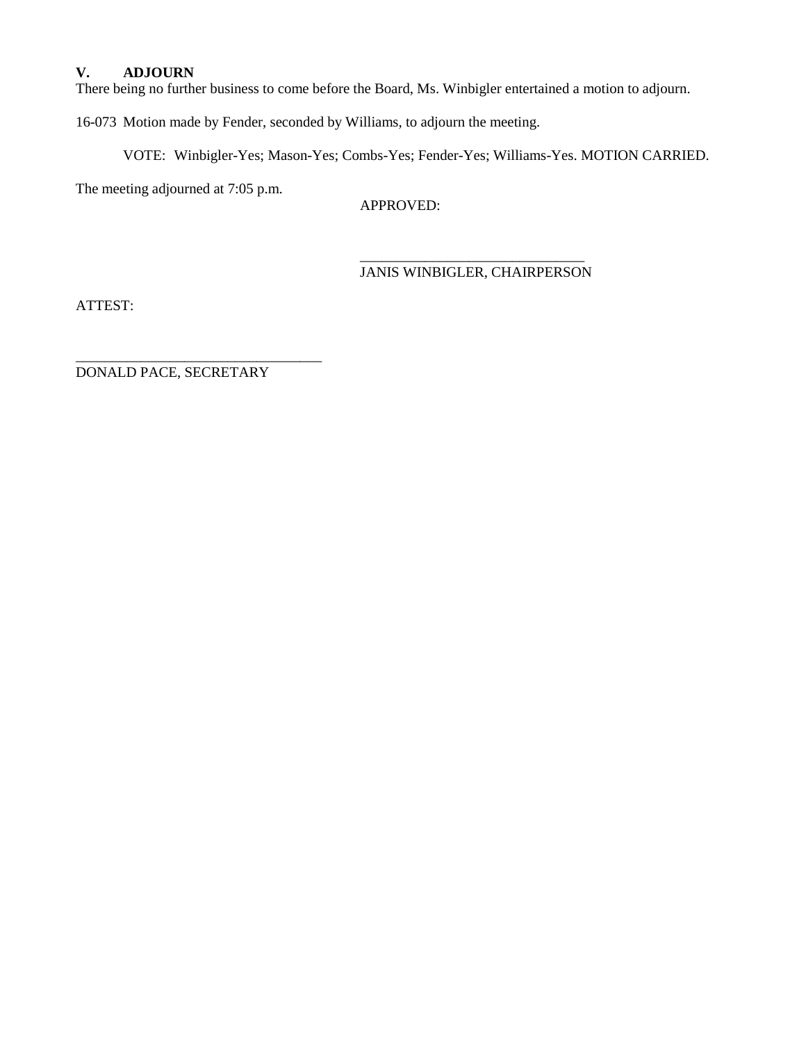**V. ADJOURN**

There being no further business to come before the Board, Ms. Winbigler entertained a motion to adjourn.

16-073 Motion made by Fender, seconded by Williams, to adjourn the meeting.

VOTE: Winbigler-Yes; Mason-Yes; Combs-Yes; Fender-Yes; Williams-Yes. MOTION CARRIED.

The meeting adjourned at 7:05 p.m.

APPROVED:

_______________________________
JANIS WINBIGLER, CHAIRPERSON

ATTEST:

__________________________________
DONALD PACE, SECRETARY